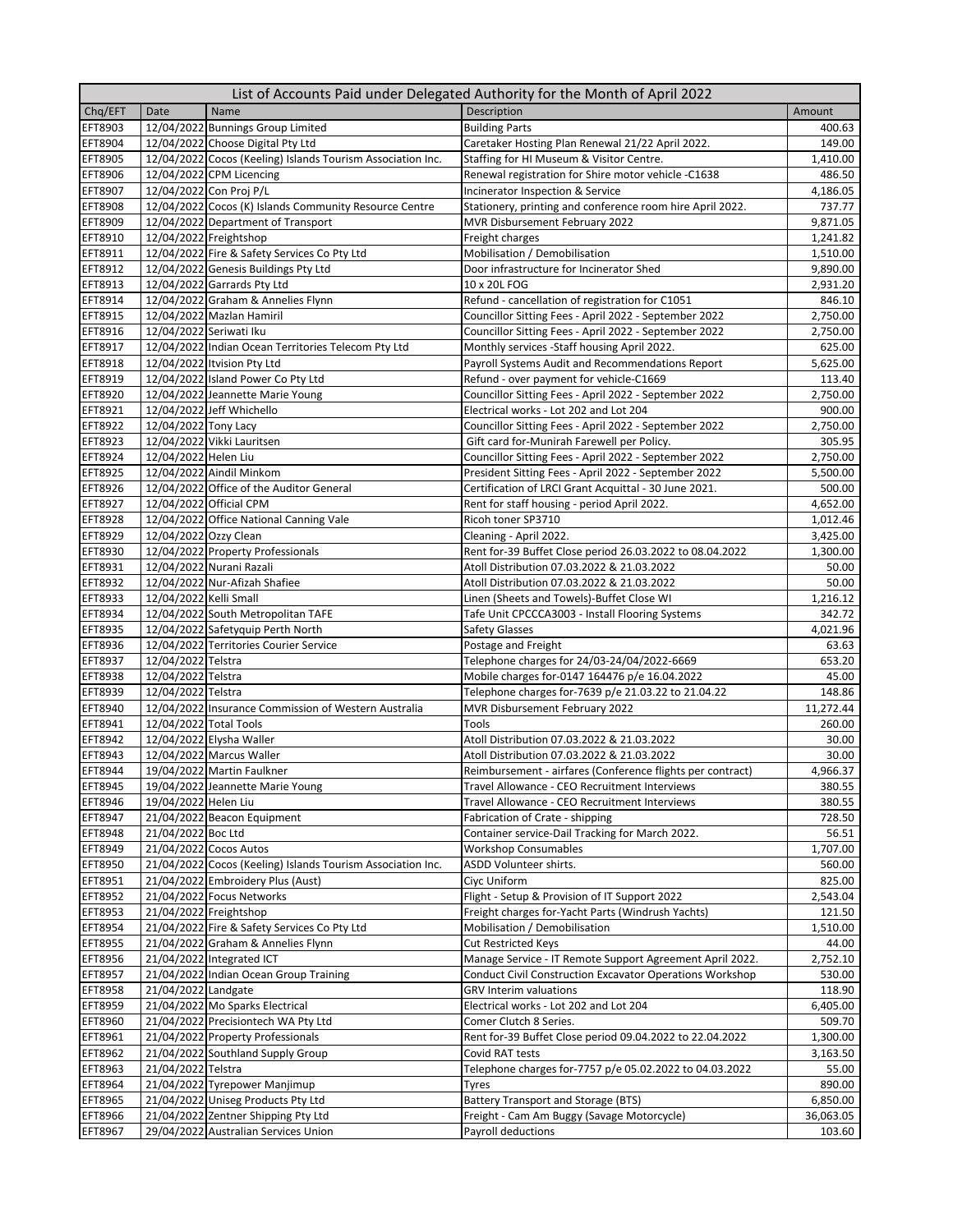| List of Accounts Paid under Delegated Authority for the Month of April 2022 | | | | |
|---|---|---|---|---|
| Chq/EFT | Date | Name | Description | Amount |
| EFT8903 | 12/04/2022 | Bunnings Group Limited | Building Parts | 400.63 |
| EFT8904 | 12/04/2022 | Choose Digital Pty Ltd | Caretaker Hosting Plan Renewal 21/22 April 2022. | 149.00 |
| EFT8905 | 12/04/2022 | Cocos (Keeling) Islands Tourism Association Inc. | Staffing for HI Museum & Visitor Centre. | 1,410.00 |
| EFT8906 | 12/04/2022 | CPM Licencing | Renewal registration for Shire motor vehicle -C1638 | 486.50 |
| EFT8907 | 12/04/2022 | Con Proj P/L | Incinerator Inspection & Service | 4,186.05 |
| EFT8908 | 12/04/2022 | Cocos (K) Islands Community Resource Centre | Stationery, printing and conference room hire April 2022. | 737.77 |
| EFT8909 | 12/04/2022 | Department of Transport | MVR Disbursement February 2022 | 9,871.05 |
| EFT8910 | 12/04/2022 | Freightshop | Freight charges | 1,241.82 |
| EFT8911 | 12/04/2022 | Fire & Safety Services Co Pty Ltd | Mobilisation / Demobilisation | 1,510.00 |
| EFT8912 | 12/04/2022 | Genesis Buildings Pty Ltd | Door infrastructure for Incinerator Shed | 9,890.00 |
| EFT8913 | 12/04/2022 | Garrards Pty Ltd | 10 x 20L FOG | 2,931.20 |
| EFT8914 | 12/04/2022 | Graham & Annelies Flynn | Refund - cancellation of registration for C1051 | 846.10 |
| EFT8915 | 12/04/2022 | Mazlan Hamiril | Councillor Sitting Fees - April 2022 - September 2022 | 2,750.00 |
| EFT8916 | 12/04/2022 | Seriwati Iku | Councillor Sitting Fees - April 2022 - September 2022 | 2,750.00 |
| EFT8917 | 12/04/2022 | Indian Ocean Territories Telecom Pty Ltd | Monthly services -Staff housing April 2022. | 625.00 |
| EFT8918 | 12/04/2022 | Itvision Pty Ltd | Payroll Systems Audit and Recommendations Report | 5,625.00 |
| EFT8919 | 12/04/2022 | Island Power Co Pty Ltd | Refund - over payment for vehicle-C1669 | 113.40 |
| EFT8920 | 12/04/2022 | Jeannette Marie Young | Councillor Sitting Fees - April 2022 - September 2022 | 2,750.00 |
| EFT8921 | 12/04/2022 | Jeff Whichello | Electrical works - Lot 202 and Lot 204 | 900.00 |
| EFT8922 | 12/04/2022 | Tony Lacy | Councillor Sitting Fees - April 2022 - September 2022 | 2,750.00 |
| EFT8923 | 12/04/2022 | Vikki Lauritsen | Gift card for-Munirah Farewell per Policy. | 305.95 |
| EFT8924 | 12/04/2022 | Helen Liu | Councillor Sitting Fees - April 2022 - September 2022 | 2,750.00 |
| EFT8925 | 12/04/2022 | Aindil Minkom | President Sitting Fees - April 2022 - September 2022 | 5,500.00 |
| EFT8926 | 12/04/2022 | Office of the Auditor General | Certification of LRCI Grant Acquittal - 30 June 2021. | 500.00 |
| EFT8927 | 12/04/2022 | Official CPM | Rent for staff housing - period April 2022. | 4,652.00 |
| EFT8928 | 12/04/2022 | Office National Canning Vale | Ricoh toner SP3710 | 1,012.46 |
| EFT8929 | 12/04/2022 | Ozzy Clean | Cleaning - April 2022. | 3,425.00 |
| EFT8930 | 12/04/2022 | Property Professionals | Rent for-39 Buffet Close period 26.03.2022 to 08.04.2022 | 1,300.00 |
| EFT8931 | 12/04/2022 | Nurani Razali | Atoll Distribution 07.03.2022 & 21.03.2022 | 50.00 |
| EFT8932 | 12/04/2022 | Nur-Afizah Shafiee | Atoll Distribution 07.03.2022 & 21.03.2022 | 50.00 |
| EFT8933 | 12/04/2022 | Kelli Small | Linen (Sheets and Towels)-Buffet Close WI | 1,216.12 |
| EFT8934 | 12/04/2022 | South Metropolitan TAFE | Tafe Unit CPCCCA3003 - Install Flooring Systems | 342.72 |
| EFT8935 | 12/04/2022 | Safetyquip Perth North | Safety Glasses | 4,021.96 |
| EFT8936 | 12/04/2022 | Territories Courier Service | Postage and Freight | 63.63 |
| EFT8937 | 12/04/2022 | Telstra | Telephone charges for 24/03-24/04/2022-6669 | 653.20 |
| EFT8938 | 12/04/2022 | Telstra | Mobile charges for-0147 164476 p/e 16.04.2022 | 45.00 |
| EFT8939 | 12/04/2022 | Telstra | Telephone charges for-7639 p/e 21.03.22 to 21.04.22 | 148.86 |
| EFT8940 | 12/04/2022 | Insurance Commission of Western Australia | MVR Disbursement February 2022 | 11,272.44 |
| EFT8941 | 12/04/2022 | Total Tools | Tools | 260.00 |
| EFT8942 | 12/04/2022 | Elysha Waller | Atoll Distribution 07.03.2022 & 21.03.2022 | 30.00 |
| EFT8943 | 12/04/2022 | Marcus Waller | Atoll Distribution 07.03.2022 & 21.03.2022 | 30.00 |
| EFT8944 | 19/04/2022 | Martin Faulkner | Reimbursement - airfares (Conference flights per contract) | 4,966.37 |
| EFT8945 | 19/04/2022 | Jeannette Marie Young | Travel Allowance - CEO Recruitment Interviews | 380.55 |
| EFT8946 | 19/04/2022 | Helen Liu | Travel Allowance - CEO Recruitment Interviews | 380.55 |
| EFT8947 | 21/04/2022 | Beacon Equipment | Fabrication of Crate - shipping | 728.50 |
| EFT8948 | 21/04/2022 | Boc Ltd | Container service-Dail Tracking for March 2022. | 56.51 |
| EFT8949 | 21/04/2022 | Cocos Autos | Workshop Consumables | 1,707.00 |
| EFT8950 | 21/04/2022 | Cocos (Keeling) Islands Tourism Association Inc. | ASDD Volunteer shirts. | 560.00 |
| EFT8951 | 21/04/2022 | Embroidery Plus (Aust) | Ciyc Uniform | 825.00 |
| EFT8952 | 21/04/2022 | Focus Networks | Flight - Setup & Provision of IT Support 2022 | 2,543.04 |
| EFT8953 | 21/04/2022 | Freightshop | Freight charges for-Yacht Parts (Windrush Yachts) | 121.50 |
| EFT8954 | 21/04/2022 | Fire & Safety Services Co Pty Ltd | Mobilisation / Demobilisation | 1,510.00 |
| EFT8955 | 21/04/2022 | Graham & Annelies Flynn | Cut Restricted Keys | 44.00 |
| EFT8956 | 21/04/2022 | Integrated ICT | Manage Service - IT Remote Support Agreement April 2022. | 2,752.10 |
| EFT8957 | 21/04/2022 | Indian Ocean Group Training | Conduct Civil Construction Excavator Operations Workshop | 530.00 |
| EFT8958 | 21/04/2022 | Landgate | GRV Interim valuations | 118.90 |
| EFT8959 | 21/04/2022 | Mo Sparks Electrical | Electrical works - Lot 202 and Lot 204 | 6,405.00 |
| EFT8960 | 21/04/2022 | Precisiontech WA Pty Ltd | Comer Clutch 8 Series. | 509.70 |
| EFT8961 | 21/04/2022 | Property Professionals | Rent for-39 Buffet Close period 09.04.2022 to 22.04.2022 | 1,300.00 |
| EFT8962 | 21/04/2022 | Southland Supply Group | Covid RAT tests | 3,163.50 |
| EFT8963 | 21/04/2022 | Telstra | Telephone charges for-7757 p/e 05.02.2022 to 04.03.2022 | 55.00 |
| EFT8964 | 21/04/2022 | Tyrepower Manjimup | Tyres | 890.00 |
| EFT8965 | 21/04/2022 | Uniseg Products Pty Ltd | Battery Transport and Storage (BTS) | 6,850.00 |
| EFT8966 | 21/04/2022 | Zentner Shipping Pty Ltd | Freight - Cam Am Buggy (Savage Motorcycle) | 36,063.05 |
| EFT8967 | 29/04/2022 | Australian Services Union | Payroll deductions | 103.60 |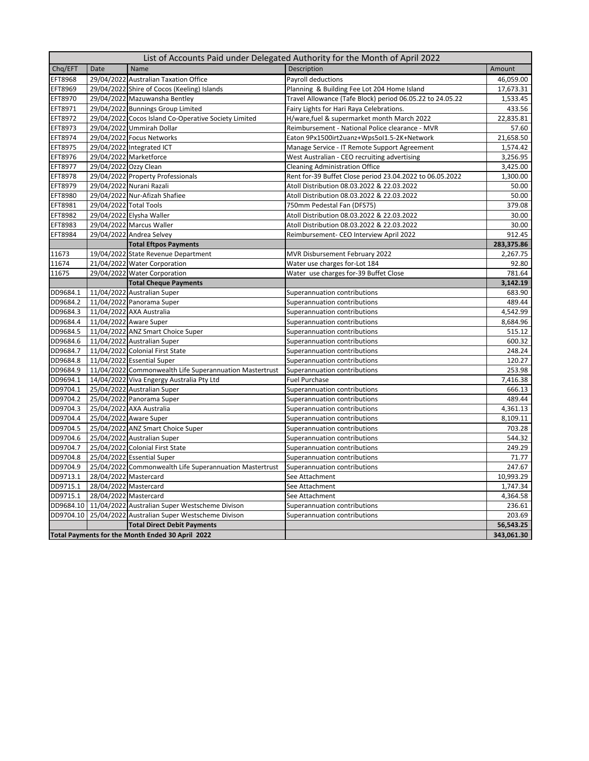| List of Accounts Paid under Delegated Authority for the Month of April 2022 | | | | |
|---|---|---|---|---|
| Chq/EFT | Date | Name | Description | Amount |
| EFT8968 | 29/04/2022 | Australian Taxation Office | Payroll deductions | 46,059.00 |
| EFT8969 | 29/04/2022 | Shire of Cocos (Keeling) Islands | Planning & Building Fee Lot 204 Home Island | 17,673.31 |
| EFT8970 | 29/04/2022 | Mazuwansha Bentley | Travel Allowance (Tafe Block) period 06.05.22 to 24.05.22 | 1,533.45 |
| EFT8971 | 29/04/2022 | Bunnings Group Limited | Fairy Lights for Hari Raya Celebrations. | 433.56 |
| EFT8972 | 29/04/2022 | Cocos Island Co-Operative Society Limited | H/ware,fuel & supermarket month March 2022 | 22,835.81 |
| EFT8973 | 29/04/2022 | Ummirah Dollar | Reimbursement - National Police clearance - MVR | 57.60 |
| EFT8974 | 29/04/2022 | Focus Networks | Eaton 9Px1500irt2uanz+Wps5ol1.5-2K+Network | 21,658.50 |
| EFT8975 | 29/04/2022 | Integrated ICT | Manage Service - IT Remote Support Agreement | 1,574.42 |
| EFT8976 | 29/04/2022 | Marketforce | West Australian - CEO recruiting advertising | 3,256.95 |
| EFT8977 | 29/04/2022 | Ozzy Clean | Cleaning Administration Office | 3,425.00 |
| EFT8978 | 29/04/2022 | Property Professionals | Rent for-39 Buffet Close period 23.04.2022 to 06.05.2022 | 1,300.00 |
| EFT8979 | 29/04/2022 | Nurani Razali | Atoll Distribution 08.03.2022 & 22.03.2022 | 50.00 |
| EFT8980 | 29/04/2022 | Nur-Afizah Shafiee | Atoll Distribution 08.03.2022 & 22.03.2022 | 50.00 |
| EFT8981 | 29/04/2022 | Total Tools | 750mm Pedestal Fan (DFS75) | 379.08 |
| EFT8982 | 29/04/2022 | Elysha Waller | Atoll Distribution 08.03.2022 & 22.03.2022 | 30.00 |
| EFT8983 | 29/04/2022 | Marcus Waller | Atoll Distribution 08.03.2022 & 22.03.2022 | 30.00 |
| EFT8984 | 29/04/2022 | Andrea Selvey | Reimbursement- CEO Interview April 2022 | 912.45 |
| | | **Total Eftpos Payments** | | **283,375.86** |
| 11673 | 19/04/2022 | State Revenue Department | MVR Disbursement February 2022 | 2,267.75 |
| 11674 | 21/04/2022 | Water Corporation | Water use charges for-Lot 184 | 92.80 |
| 11675 | 29/04/2022 | Water Corporation | Water use charges for-39 Buffet Close | 781.64 |
| | | **Total Cheque Payments** | | **3,142.19** |
| DD9684.1 | 11/04/2022 | Australian Super | Superannuation contributions | 683.90 |
| DD9684.2 | 11/04/2022 | Panorama Super | Superannuation contributions | 489.44 |
| DD9684.3 | 11/04/2022 | AXA Australia | Superannuation contributions | 4,542.99 |
| DD9684.4 | 11/04/2022 | Aware Super | Superannuation contributions | 8,684.96 |
| DD9684.5 | 11/04/2022 | ANZ Smart Choice Super | Superannuation contributions | 515.12 |
| DD9684.6 | 11/04/2022 | Australian Super | Superannuation contributions | 600.32 |
| DD9684.7 | 11/04/2022 | Colonial First State | Superannuation contributions | 248.24 |
| DD9684.8 | 11/04/2022 | Essential Super | Superannuation contributions | 120.27 |
| DD9684.9 | 11/04/2022 | Commonwealth Life Superannuation Mastertrust | Superannuation contributions | 253.98 |
| DD9694.1 | 14/04/2022 | Viva Engergy Australia Pty Ltd | Fuel Purchase | 7,416.38 |
| DD9704.1 | 25/04/2022 | Australian Super | Superannuation contributions | 666.13 |
| DD9704.2 | 25/04/2022 | Panorama Super | Superannuation contributions | 489.44 |
| DD9704.3 | 25/04/2022 | AXA Australia | Superannuation contributions | 4,361.13 |
| DD9704.4 | 25/04/2022 | Aware Super | Superannuation contributions | 8,109.11 |
| DD9704.5 | 25/04/2022 | ANZ Smart Choice Super | Superannuation contributions | 703.28 |
| DD9704.6 | 25/04/2022 | Australian Super | Superannuation contributions | 544.32 |
| DD9704.7 | 25/04/2022 | Colonial First State | Superannuation contributions | 249.29 |
| DD9704.8 | 25/04/2022 | Essential Super | Superannuation contributions | 71.77 |
| DD9704.9 | 25/04/2022 | Commonwealth Life Superannuation Mastertrust | Superannuation contributions | 247.67 |
| DD9713.1 | 28/04/2022 | Mastercard | See Attachment | 10,993.29 |
| DD9715.1 | 28/04/2022 | Mastercard | See Attachment | 1,747.34 |
| DD9715.1 | 28/04/2022 | Mastercard | See Attachment | 4,364.58 |
| DD9684.10 | 11/04/2022 | Australian Super Westscheme Divison | Superannuation contributions | 236.61 |
| DD9704.10 | 25/04/2022 | Australian Super Westscheme Divison | Superannuation contributions | 203.69 |
| | | **Total Direct Debit Payments** | | **56,543.25** |
| **Total Payments for the Month Ended 30 April 2022** | | | | **343,061.30** |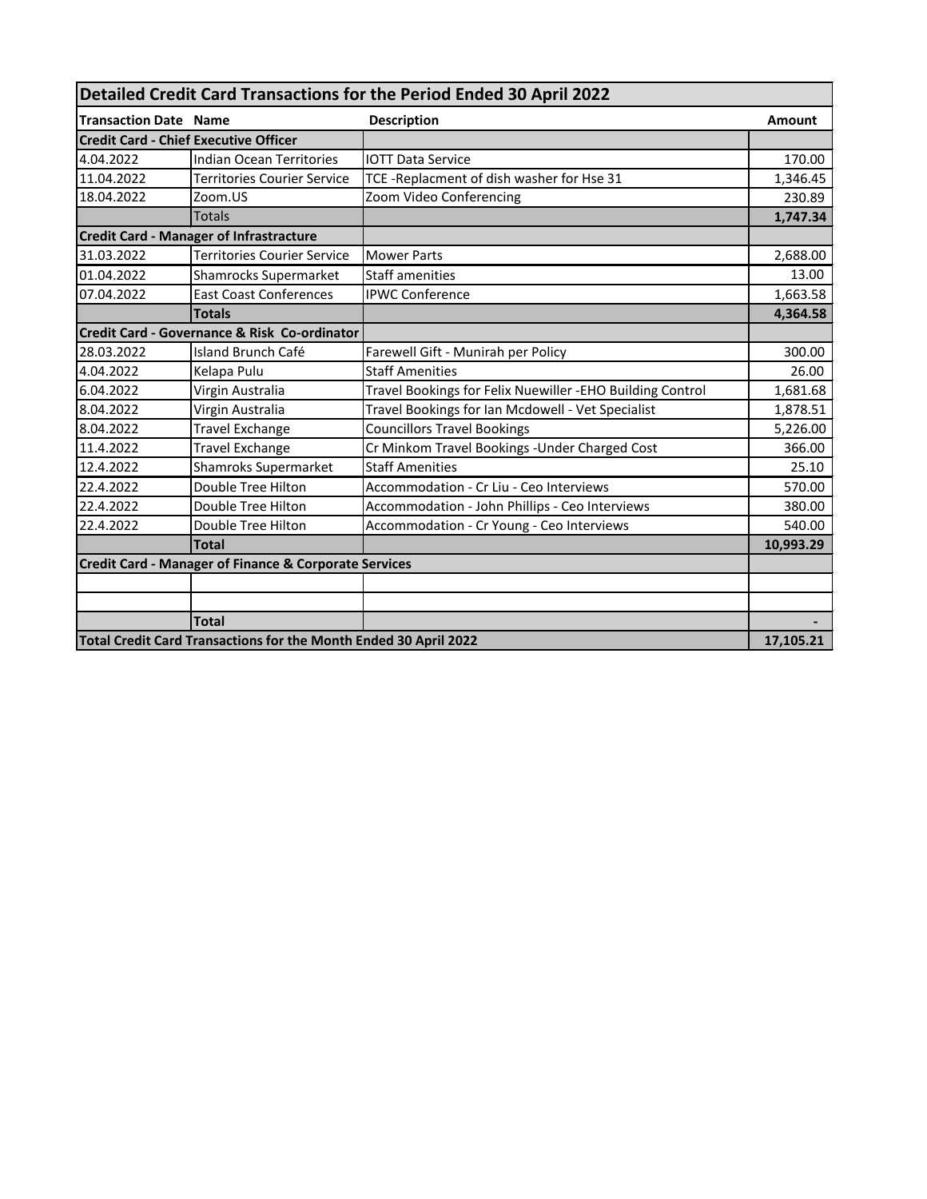| Detailed Credit Card Transactions for the Period Ended 30 April 2022 | | | |
|---|---|---|---|
| **Transaction Date** | **Name** | **Description** | **Amount** |
| **Credit Card - Chief Executive Officer** | | | |
| 4.04.2022 | Indian Ocean Territories | IOTT Data Service | 170.00 |
| 11.04.2022 | Territories Courier Service | TCE -Replacment of dish washer for Hse 31 | 1,346.45 |
| 18.04.2022 | Zoom.US | Zoom Video Conferencing | 230.89 |
| | Totals | | **1,747.34** |
| **Credit Card - Manager of Infrastracture** | | | |
| 31.03.2022 | Territories Courier Service | Mower Parts | 2,688.00 |
| 01.04.2022 | Shamrocks Supermarket | Staff amenities | 13.00 |
| 07.04.2022 | East Coast Conferences | IPWC Conference | 1,663.58 |
| | **Totals** | | **4,364.58** |
| **Credit Card - Governance & Risk Co-ordinator** | | | |
| 28.03.2022 | Island Brunch Café | Farewell Gift - Munirah per Policy | 300.00 |
| 4.04.2022 | Kelapa Pulu | Staff Amenities | 26.00 |
| 6.04.2022 | Virgin Australia | Travel Bookings for Felix Nuewiller -EHO Building Control | 1,681.68 |
| 8.04.2022 | Virgin Australia | Travel Bookings for Ian Mcdowell - Vet Specialist | 1,878.51 |
| 8.04.2022 | Travel Exchange | Councillors Travel Bookings | 5,226.00 |
| 11.4.2022 | Travel Exchange | Cr Minkom Travel Bookings -Under Charged Cost | 366.00 |
| 12.4.2022 | Shamroks Supermarket | Staff Amenities | 25.10 |
| 22.4.2022 | Double Tree Hilton | Accommodation - Cr Liu - Ceo Interviews | 570.00 |
| 22.4.2022 | Double Tree Hilton | Accommodation - John Phillips - Ceo Interviews | 380.00 |
| 22.4.2022 | Double Tree Hilton | Accommodation - Cr Young - Ceo Interviews | 540.00 |
| | **Total** | | **10,993.29** |
| **Credit Card - Manager of Finance & Corporate Services** | | | |
| | | | |
| | | | |
| | **Total** | | **-** |
| **Total Credit Card Transactions for the Month Ended 30 April 2022** | | | **17,105.21** |